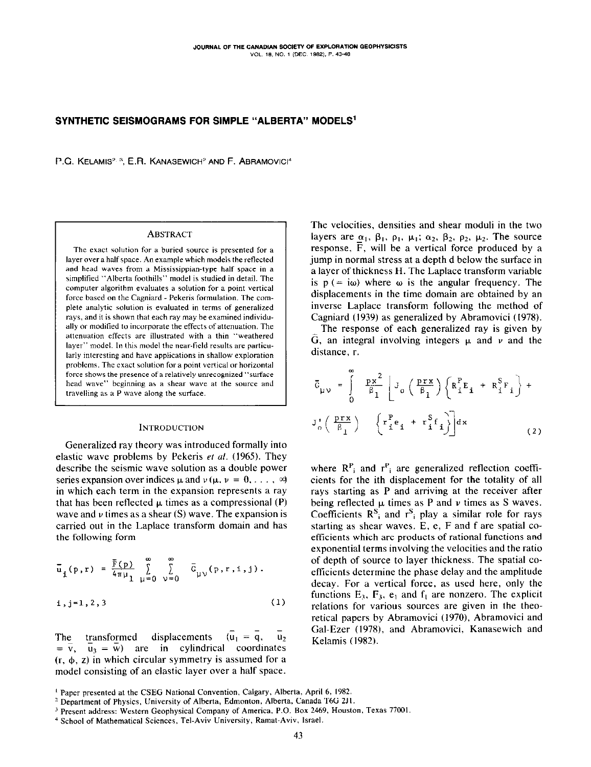# SYNTHETIC SEISMOGRAMS FOR SIMPLE "ALBERTA" MODELS[1]

P.G. KELAMIS[2,3], E.R. KANASEWICH[2] AND F. ABRAMOVICI[4]

## ABSTRACT

The exact solution for a buried source is presented for a layer over a half space. An example which models the reflected and head waves from a Mississippian-type half space in a simplified "Alberta foothills" model is studied in detail. The computer algorithm evaluates a solution for a point vertical force based on the Cagniard - Pekeris formulation. The complete analytic solution is evaluated in terms of generalized rays, and it is shown that each ray may be examined individually or modified to incorporate the effects of attenuation. The attenuation effects are illustrated with a thin "weathered layer" model. In this model the near-field results are particularly interesting and have applications in shallow exploration problems. The exact solution for a point vertical or horizontal force shows the presence of a relatively unrecognized "surface head wave" beginning as a shear wave at the source and travelling as a P wave along the surface.

## INTRODUCTION

Generalized ray theory was introduced formally into elastic wave problems by Pekeris *et al.* (1965). They describe the seismic wave solution as a double power series expansion over indices $\mu$ and $\nu$ ($\mu, \nu = 0, \ldots, \infty$) in which each term in the expansion represents a ray that has been reflected $\mu$ times as a compressional (P) wave and $\nu$ times as a shear (S) wave. The expansion is carried out in the Laplace transform domain and has the following form

$$\bar{u}_i(p,r) = \frac{\bar{F}(p)}{4\pi\mu_1} \sum_{\mu=0}^{\infty} \sum_{\nu=0}^{\infty} \bar{G}_{\mu\nu}(p,r,i,j).$$

$$i,j = 1,2,3 \tag{1}$$

The transformed displacements ($\bar{u}_1 = \bar{q}$, $\bar{u}_2 = \bar{v}$, $\bar{u}_3 = \bar{w}$) are in cylindrical coordinates ($r$, $\phi$, $z$) in which circular symmetry is assumed for a model consisting of an elastic layer over a half space. The velocities, densities and shear moduli in the two layers are $\alpha_1$, $\beta_1$, $\rho_1$, $\mu_1$; $\alpha_2$, $\beta_2$, $\rho_2$, $\mu_2$. The source response, $\bar{F}$, will be a vertical force produced by a jump in normal stress at a depth d below the surface in a layer of thickness H. The Laplace transform variable is p (= iω) where ω is the angular frequency. The displacements in the time domain are obtained by an inverse Laplace transform following the method of Cagniard (1939) as generalized by Abramovici (1978).

The response of each generalized ray is given by $\bar{G}$, an integral involving integers $\mu$ and $\nu$ and the distance, r.

$$\bar{G}_{\mu\nu} = \int_0^\infty \frac{px^2}{\beta_1} \left[ J_0\left(\frac{prx}{\beta_1}\right) \left\{ R_i^P E_i + R_i^S F_i \right\} + J_0'\left(\frac{prx}{\beta_1}\right) \left\{ r_i^P e_i + r_i^S f_i \right\} \right] dx \tag{2}$$

where $R^P_i$ and $r^P_i$ are generalized reflection coefficients for the ith displacement for the totality of all rays starting as P and arriving at the receiver after being reflected $\mu$ times as P and $\nu$ times as S waves. Coefficients $R^S_i$ and $r^S_i$ play a similar role for rays starting as shear waves. E, e, F and f are spatial coefficients which are products of rational functions and exponential terms involving the velocities and the ratio of depth of source to layer thickness. The spatial coefficients determine the phase delay and the amplitude decay. For a vertical force, as used here, only the functions $E_3$, $F_3$, $e_1$ and $f_1$ are nonzero. The explicit relations for various sources are given in the theoretical papers by Abramovici (1970), Abramovici and Gal-Ezer (1978), and Abramovici, Kanasewich and Kelamis (1982).

[1] Paper presented at the CSEG National Convention, Calgary, Alberta, April 6, 1982.

[2] Department of Physics, University of Alberta, Edmonton, Alberta, Canada T6G 2J1.

[3] Present address: Western Geophysical Company of America, P.O. Box 2469, Houston, Texas 77001.

[4] School of Mathematical Sciences, Tel-Aviv University, Ramat-Aviv, Israel.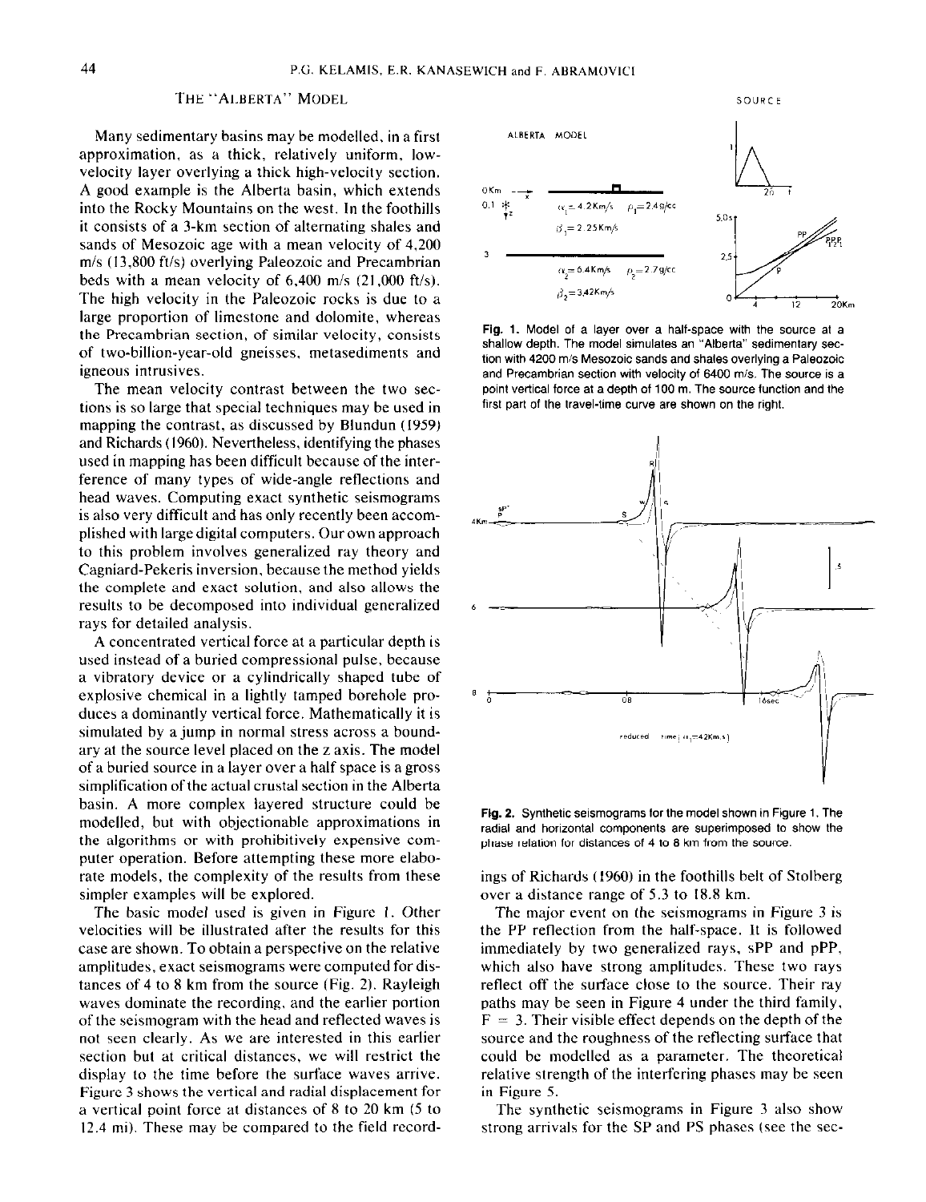## THE "ALBERTA" MODEL

Many sedimentary basins may be modelled, in a first approximation, as a thick, relatively uniform, low-velocity layer overlying a thick high-velocity section. A good example is the Alberta basin, which extends into the Rocky Mountains on the west. In the foothills it consists of a 3-km section of alternating shales and sands of Mesozoic age with a mean velocity of 4,200 m/s (13,800 ft/s) overlying Paleozoic and Precambrian beds with a mean velocity of 6,400 m/s (21,000 ft/s). The high velocity in the Paleozoic rocks is due to a large proportion of limestone and dolomite, whereas the Precambrian section, of similar velocity, consists of two-billion-year-old gneisses, metasediments and igneous intrusives.

The mean velocity contrast between the two sections is so large that special techniques may be used in mapping the contrast, as discussed by Blundun (1959) and Richards (1960). Nevertheless, identifying the phases used in mapping has been difficult because of the interference of many types of wide-angle reflections and head waves. Computing exact synthetic seismograms is also very difficult and has only recently been accomplished with large digital computers. Our own approach to this problem involves generalized ray theory and Cagniard-Pekeris inversion, because the method yields the complete and exact solution, and also allows the results to be decomposed into individual generalized rays for detailed analysis.

A concentrated vertical force at a particular depth is used instead of a buried compressional pulse, because a vibratory device or a cylindrically shaped tube of explosive chemical in a lightly tamped borehole produces a dominantly vertical force. Mathematically it is simulated by a jump in normal stress across a boundary at the source level placed on the z axis. The model of a buried source in a layer over a half space is a gross simplification of the actual crustal section in the Alberta basin. A more complex layered structure could be modelled, but with objectionable approximations in the algorithms or with prohibitively expensive computer operation. Before attempting these more elaborate models, the complexity of the results from these simpler examples will be explored.

The basic model used is given in Figure 1. Other velocities will be illustrated after the results for this case are shown. To obtain a perspective on the relative amplitudes, exact seismograms were computed for distances of 4 to 8 km from the source (Fig. 2). Rayleigh waves dominate the recording, and the earlier portion of the seismogram with the head and reflected waves is not seen clearly. As we are interested in this earlier section but at critical distances, we will restrict the display to the time before the surface waves arrive. Figure 3 shows the vertical and radial displacement for a vertical point force at distances of 8 to 20 km (5 to 12.4 mi). These may be compared to the field recordings of Richards (1960) in the foothills belt of Stolberg over a distance range of 5.3 to 18.8 km.

**Fig. 1.** Model of a layer over a half-space with the source at a shallow depth. The model simulates an "Alberta" sedimentary section with 4200 m/s Mesozoic sands and shales overlying a Paleozoic and Precambrian section with velocity of 6400 m/s. The source is a point vertical force at a depth of 100 m. The source function and the first part of the travel-time curve are shown on the right.

**Fig. 2.** Synthetic seismograms for the model shown in Figure 1. The radial and horizontal components are superimposed to show the phase relation for distances of 4 to 8 km from the source.

The major event on the seismograms in Figure 3 is the PP reflection from the half-space. It is followed immediately by two generalized rays, sPP and pPP, which also have strong amplitudes. These two rays reflect off the surface close to the source. Their ray paths may be seen in Figure 4 under the third family, F = 3. Their visible effect depends on the depth of the source and the roughness of the reflecting surface that could be modelled as a parameter. The theoretical relative strength of the interfering phases may be seen in Figure 5.

The synthetic seismograms in Figure 3 also show strong arrivals for the SP and PS phases (see the sec-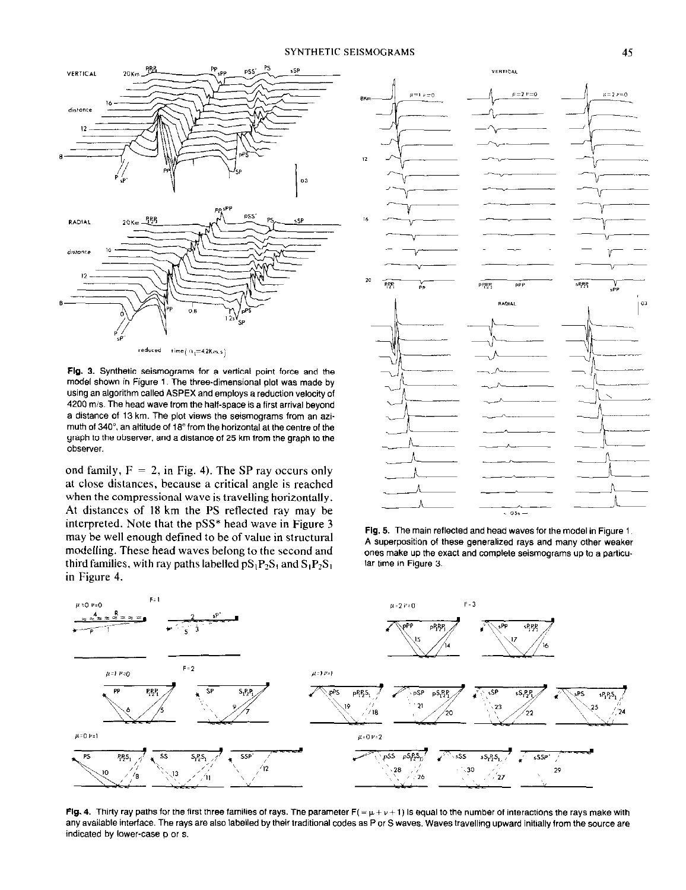**Fig. 3.** Synthetic seismograms for a vertical point force and the model shown in Figure 1. The three-dimensional plot was made by using an algorithm called ASPEX and employs a reduction velocity of 4200 m/s. The head wave from the half-space is a first arrival beyond a distance of 13 km. The plot views the seismograms from an azimuth of 340°, an altitude of 18° from the horizontal at the centre of the graph to the observer, and a distance of 25 km from the graph to the observer.

ond family, F = 2, in Fig. 4). The SP ray occurs only at close distances, because a critical angle is reached when the compressional wave is travelling horizontally. At distances of 18 km the PS reflected ray may be interpreted. Note that the pSS* head wave in Figure 3 may be well enough defined to be of value in structural modelling. These head waves belong to the second and third families, with ray paths labelled $pS_1P_2S_1$ and $S_1P_2S_1$ in Figure 4.

**Fig. 5.** The main reflected and head waves for the model in Figure 1. A superposition of these generalized rays and many other weaker ones make up the exact and complete seismograms up to a particular time in Figure 3.

**Fig. 4.** Thirty ray paths for the first three families of rays. The parameter F( = μ + ν + 1) is equal to the number of interactions the rays make with any available interface. The rays are also labelled by their traditional codes as P or S waves. Waves travelling upward initially from the source are indicated by lower-case p or s.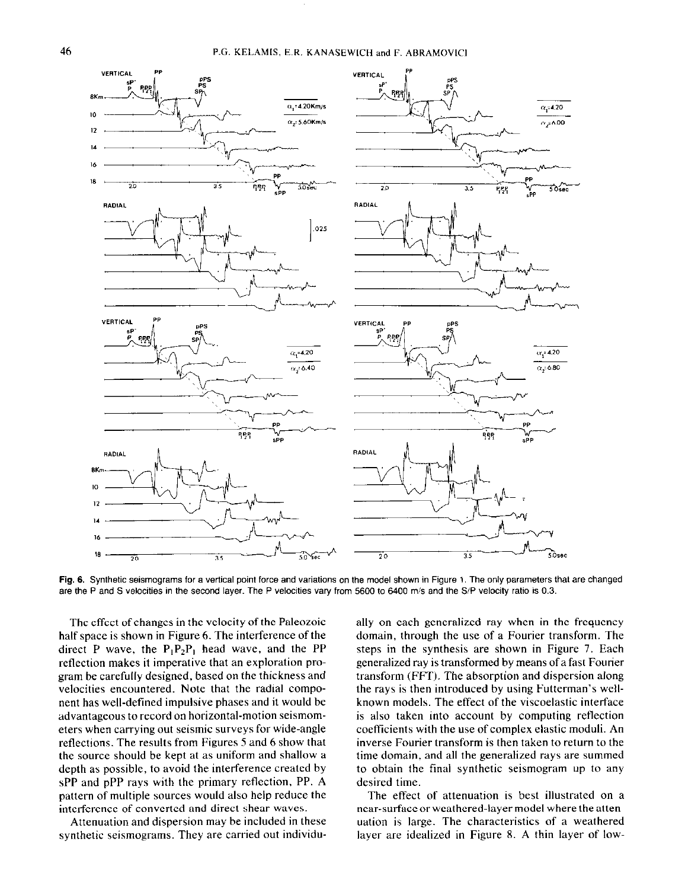Fig. 6. Synthetic seismograms for a vertical point force and variations on the model shown in Figure 1. The only parameters that are changed are the P and S velocities in the second layer. The P velocities vary from 5600 to 6400 m/s and the S/P velocity ratio is 0.3.

The effect of changes in the velocity of the Paleozoic half space is shown in Figure 6. The interference of the direct P wave, the $P_1P_2P_1$ head wave, and the PP reflection makes it imperative that an exploration program be carefully designed, based on the thickness and velocities encountered. Note that the radial component has well-defined impulsive phases and it would be advantageous to record on horizontal-motion seismometers when carrying out seismic surveys for wide-angle reflections. The results from Figures 5 and 6 show that the source should be kept at as uniform and shallow a depth as possible, to avoid the interference created by sPP and pPP rays with the primary reflection, PP. A pattern of multiple sources would also help reduce the interference of converted and direct shear waves.

Attenuation and dispersion may be included in these synthetic seismograms. They are carried out individually on each generalized ray when in the frequency domain, through the use of a Fourier transform. The steps in the synthesis are shown in Figure 7. Each generalized ray is transformed by means of a fast Fourier transform (FFT). The absorption and dispersion along the rays is then introduced by using Futterman's well-known models. The effect of the viscoelastic interface is also taken into account by computing reflection coefficients with the use of complex elastic moduli. An inverse Fourier transform is then taken to return to the time domain, and all the generalized rays are summed to obtain the final synthetic seismogram up to any desired time.

The effect of attenuation is best illustrated on a near-surface or weathered-layer model where the attenuation is large. The characteristics of a weathered layer are idealized in Figure 8. A thin layer of low-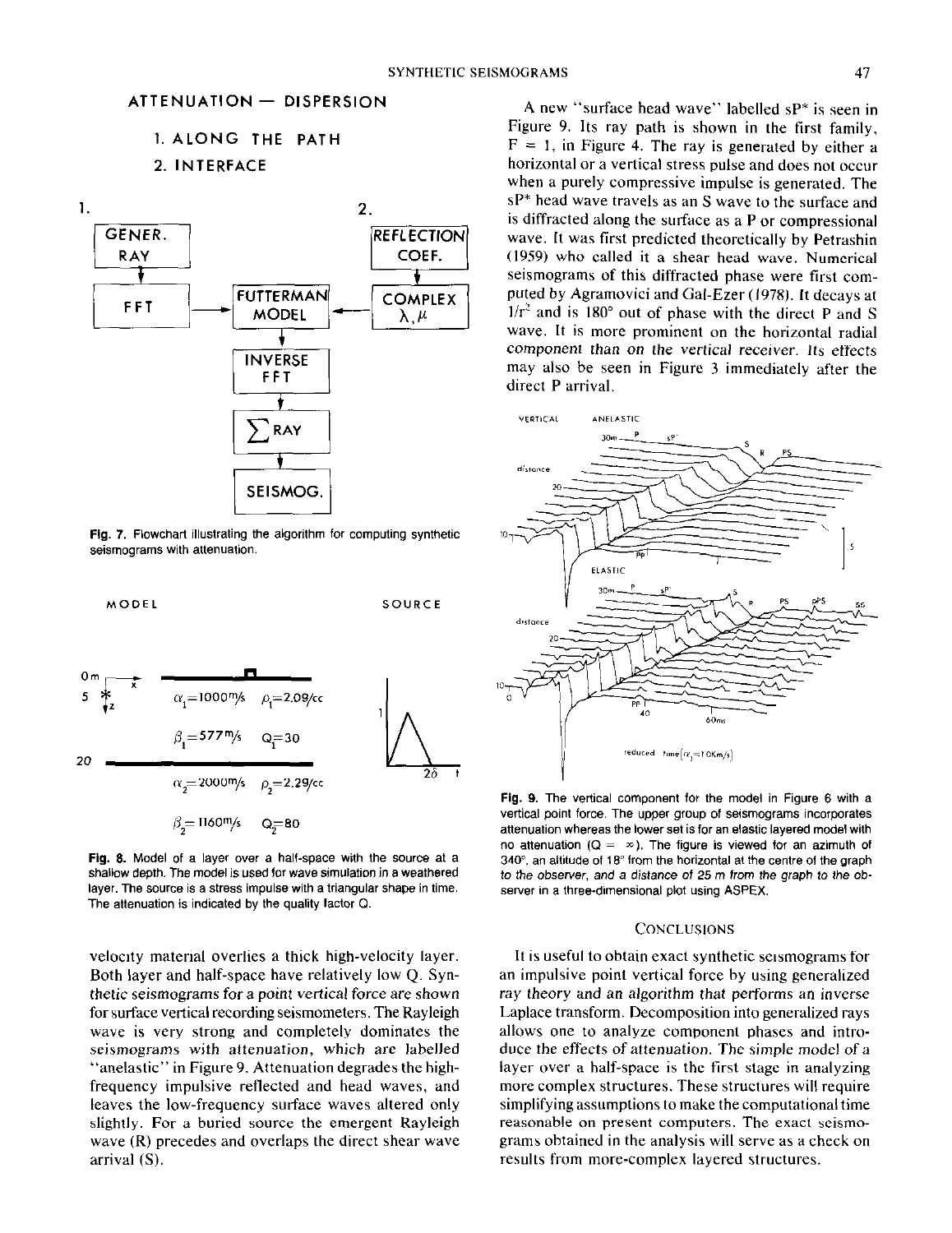ATTENUATION — DISPERSION

1. ALONG THE PATH
2. INTERFACE

Fig. 7. Flowchart illustrating the algorithm for computing synthetic seismograms with attenuation.

Fig. 8. Model of a layer over a half-space with the source at a shallow depth. The model is used for wave simulation in a weathered layer. The source is a stress impulse with a triangular shape in time. The attenuation is indicated by the quality factor Q.

velocity material overlies a thick high-velocity layer. Both layer and half-space have relatively low Q. Synthetic seismograms for a point vertical force are shown for surface vertical recording seismometers. The Rayleigh wave is very strong and completely dominates the seismograms with attenuation, which are labelled "anelastic" in Figure 9. Attenuation degrades the high-frequency impulsive reflected and head waves, and leaves the low-frequency surface waves altered only slightly. For a buried source the emergent Rayleigh wave (R) precedes and overlaps the direct shear wave arrival (S).

A new "surface head wave" labelled sP* is seen in Figure 9. Its ray path is shown in the first family, F = 1, in Figure 4. The ray is generated by either a horizontal or a vertical stress pulse and does not occur when a purely compressive impulse is generated. The sP* head wave travels as an S wave to the surface and is diffracted along the surface as a P or compressional wave. It was first predicted theoretically by Petrashin (1959) who called it a shear head wave. Numerical seismograms of this diffracted phase were first computed by Agramovici and Gal-Ezer (1978). It decays at $1/r^2$ and is 180° out of phase with the direct P and S wave. It is more prominent on the horizontal radial component than on the vertical receiver. Its effects may also be seen in Figure 3 immediately after the direct P arrival.

Fig. 9. The vertical component for the model in Figure 6 with a vertical point force. The upper group of seismograms incorporates attenuation whereas the lower set is for an elastic layered model with no attenuation ($Q = \infty$). The figure is viewed for an azimuth of 340°, an altitude of 18° from the horizontal at the centre of the graph to the observer, and a distance of 25 m from the graph to the observer in a three-dimensional plot using ASPEX.

## CONCLUSIONS

It is useful to obtain exact synthetic seismograms for an impulsive point vertical force by using generalized ray theory and an algorithm that performs an inverse Laplace transform. Decomposition into generalized rays allows one to analyze component phases and introduce the effects of attenuation. The simple model of a layer over a half-space is the first stage in analyzing more complex structures. These structures will require simplifying assumptions to make the computational time reasonable on present computers. The exact seismograms obtained in the analysis will serve as a check on results from more-complex layered structures.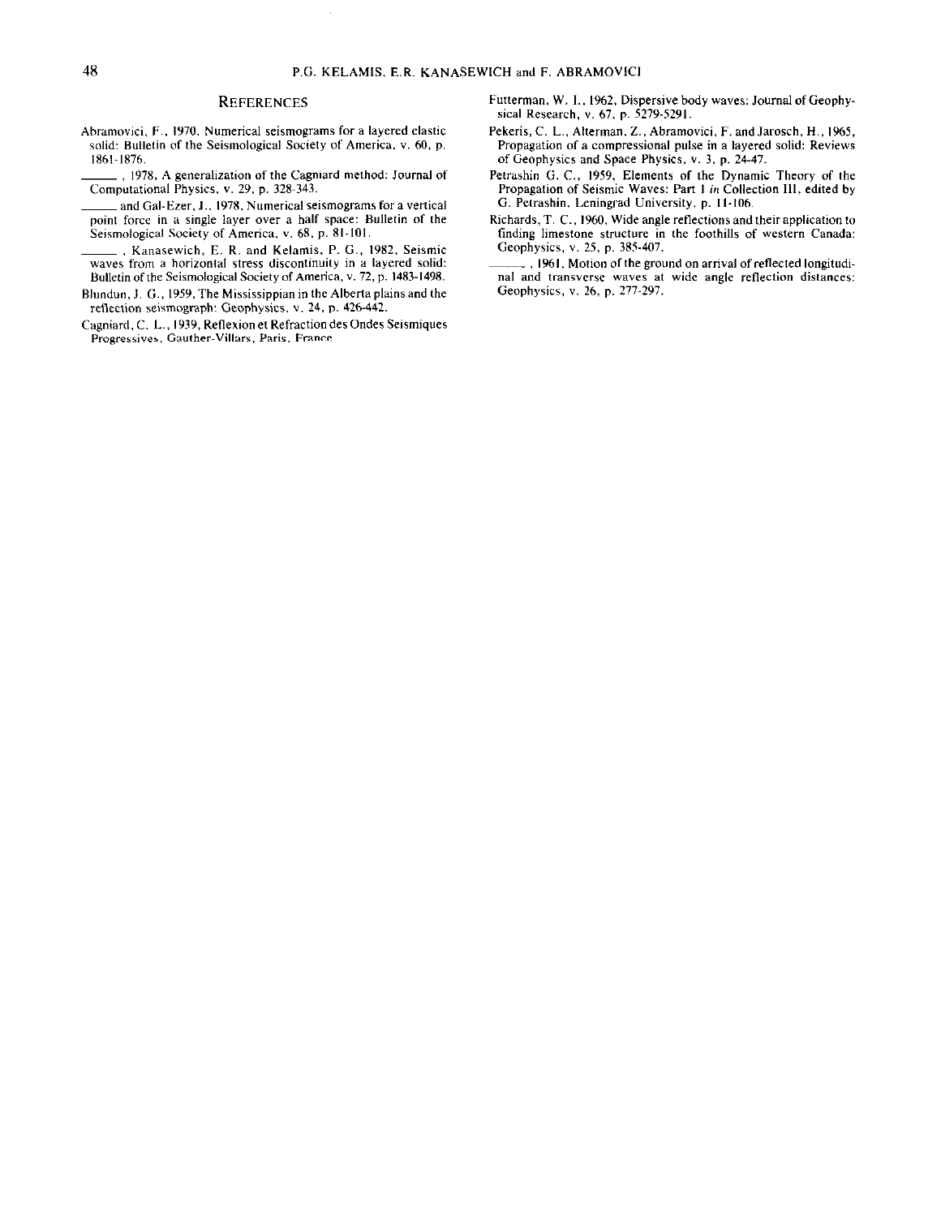## REFERENCES

Abramovici, F., 1970, Numerical seismograms for a layered elastic solid: Bulletin of the Seismological Society of America, v. 60, p. 1861-1876.

———, 1978, A generalization of the Cagniard method: Journal of Computational Physics, v. 29, p. 328-343.

——— and Gal-Ezer, J., 1978, Numerical seismograms for a vertical point force in a single layer over a half space: Bulletin of the Seismological Society of America, v. 68, p. 81-101.

———, Kanasewich, E. R. and Kelamis, P. G., 1982, Seismic waves from a horizontal stress discontinuity in a layered solid: Bulletin of the Seismological Society of America, v. 72, p. 1483-1498.

Blundun, J. G., 1959, The Mississippian in the Alberta plains and the reflection seismograph: Geophysics, v. 24, p. 426-442.

Cagniard, C. L., 1939, Reflexion et Refraction des Ondes Seismiques Progressives, Gauther-Villars, Paris, France.

Futterman, W. I., 1962, Dispersive body waves: Journal of Geophysical Research, v. 67, p. 5279-5291.

Pekeris, C. L., Alterman, Z., Abramovici, F. and Jarosch, H., 1965, Propagation of a compressional pulse in a layered solid: Reviews of Geophysics and Space Physics, v. 3, p. 24-47.

Petrashin G. C., 1959, Elements of the Dynamic Theory of the Propagation of Seismic Waves: Part 1 *in* Collection III, edited by G. Petrashin, Leningrad University, p. 11-106.

Richards, T. C., 1960, Wide angle reflections and their application to finding limestone structure in the foothills of western Canada: Geophysics, v. 25, p. 385-407.

———, 1961, Motion of the ground on arrival of reflected longitudinal and transverse waves at wide angle reflection distances: Geophysics, v. 26, p. 277-297.